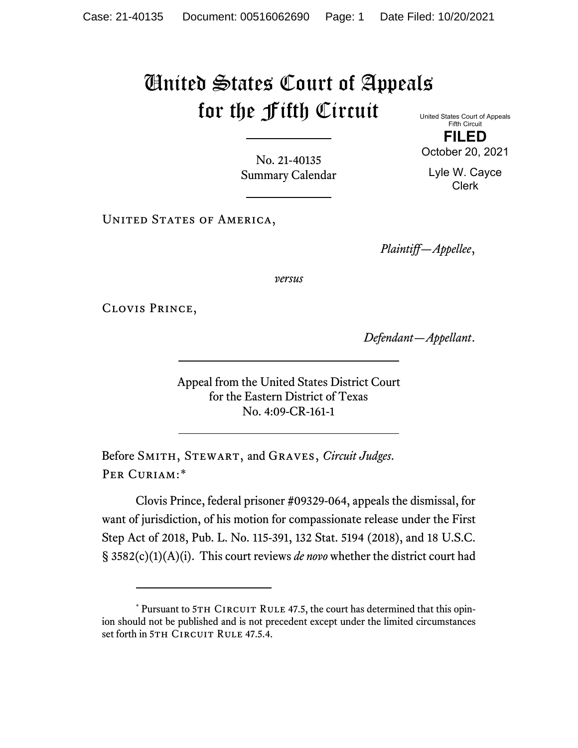# United States Court of Appeals for the Fifth Circuit

United States Court of Appeals
Fifth Circuit

**FILED**

October 20, 2021

Lyle W. Cayce
Clerk

No. 21-40135
Summary Calendar

United States of America,

*Plaintiff—Appellee*,

*versus*

Clovis Prince,

*Defendant—Appellant*.

Appeal from the United States District Court
for the Eastern District of Texas
No. 4:09-CR-161-1

Before Smith, Stewart, and Graves, *Circuit Judges*.

Per Curiam:*

Clovis Prince, federal prisoner #09329-064, appeals the dismissal, for want of jurisdiction, of his motion for compassionate release under the First Step Act of 2018, Pub. L. No. 115-391, 132 Stat. 5194 (2018), and 18 U.S.C. § 3582(c)(1)(A)(i). This court reviews *de novo* whether the district court had

---

\* Pursuant to 5th Circuit Rule 47.5, the court has determined that this opinion should not be published and is not precedent except under the limited circumstances set forth in 5th Circuit Rule 47.5.4.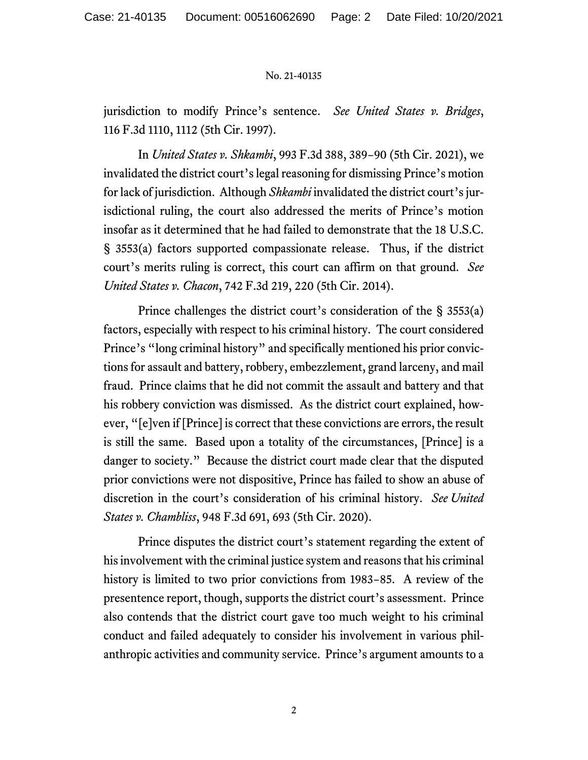jurisdiction to modify Prince's sentence. *See United States v. Bridges*, 116 F.3d 1110, 1112 (5th Cir. 1997).

In *United States v. Shkambi*, 993 F.3d 388, 389–90 (5th Cir. 2021), we invalidated the district court's legal reasoning for dismissing Prince's motion for lack of jurisdiction. Although *Shkambi* invalidated the district court's jurisdictional ruling, the court also addressed the merits of Prince's motion insofar as it determined that he had failed to demonstrate that the 18 U.S.C. § 3553(a) factors supported compassionate release. Thus, if the district court's merits ruling is correct, this court can affirm on that ground. *See United States v. Chacon*, 742 F.3d 219, 220 (5th Cir. 2014).

Prince challenges the district court's consideration of the § 3553(a) factors, especially with respect to his criminal history. The court considered Prince's "long criminal history" and specifically mentioned his prior convictions for assault and battery, robbery, embezzlement, grand larceny, and mail fraud. Prince claims that he did not commit the assault and battery and that his robbery conviction was dismissed. As the district court explained, however, "[e]ven if [Prince] is correct that these convictions are errors, the result is still the same. Based upon a totality of the circumstances, [Prince] is a danger to society." Because the district court made clear that the disputed prior convictions were not dispositive, Prince has failed to show an abuse of discretion in the court's consideration of his criminal history. *See United States v. Chambliss*, 948 F.3d 691, 693 (5th Cir. 2020).

Prince disputes the district court's statement regarding the extent of his involvement with the criminal justice system and reasons that his criminal history is limited to two prior convictions from 1983–85. A review of the presentence report, though, supports the district court's assessment. Prince also contends that the district court gave too much weight to his criminal conduct and failed adequately to consider his involvement in various philanthropic activities and community service. Prince's argument amounts to a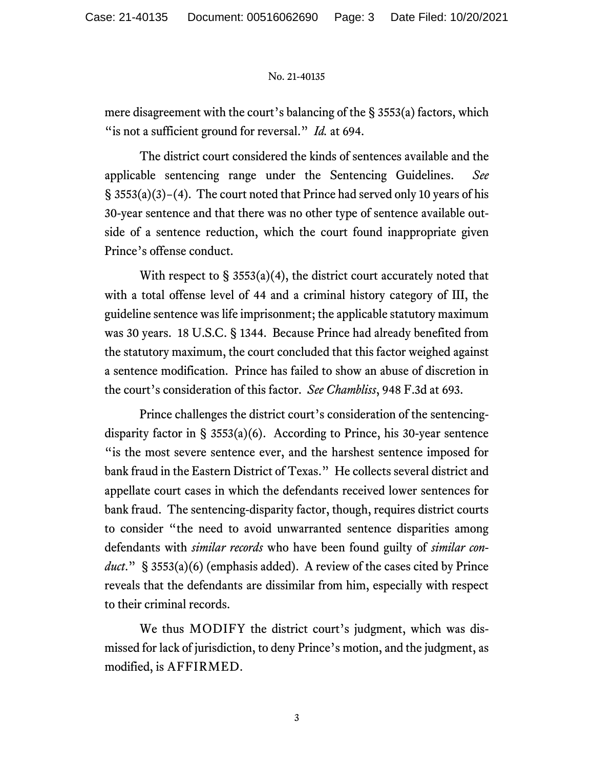mere disagreement with the court's balancing of the § 3553(a) factors, which "is not a sufficient ground for reversal." *Id.* at 694.

The district court considered the kinds of sentences available and the applicable sentencing range under the Sentencing Guidelines. *See* § 3553(a)(3)–(4). The court noted that Prince had served only 10 years of his 30-year sentence and that there was no other type of sentence available outside of a sentence reduction, which the court found inappropriate given Prince's offense conduct.

With respect to § 3553(a)(4), the district court accurately noted that with a total offense level of 44 and a criminal history category of III, the guideline sentence was life imprisonment; the applicable statutory maximum was 30 years. 18 U.S.C. § 1344. Because Prince had already benefited from the statutory maximum, the court concluded that this factor weighed against a sentence modification. Prince has failed to show an abuse of discretion in the court's consideration of this factor. *See Chambliss*, 948 F.3d at 693.

Prince challenges the district court's consideration of the sentencing-disparity factor in § 3553(a)(6). According to Prince, his 30-year sentence "is the most severe sentence ever, and the harshest sentence imposed for bank fraud in the Eastern District of Texas." He collects several district and appellate court cases in which the defendants received lower sentences for bank fraud. The sentencing-disparity factor, though, requires district courts to consider "the need to avoid unwarranted sentence disparities among defendants with *similar records* who have been found guilty of *similar conduct*." § 3553(a)(6) (emphasis added). A review of the cases cited by Prince reveals that the defendants are dissimilar from him, especially with respect to their criminal records.

We thus MODIFY the district court's judgment, which was dismissed for lack of jurisdiction, to deny Prince's motion, and the judgment, as modified, is AFFIRMED.